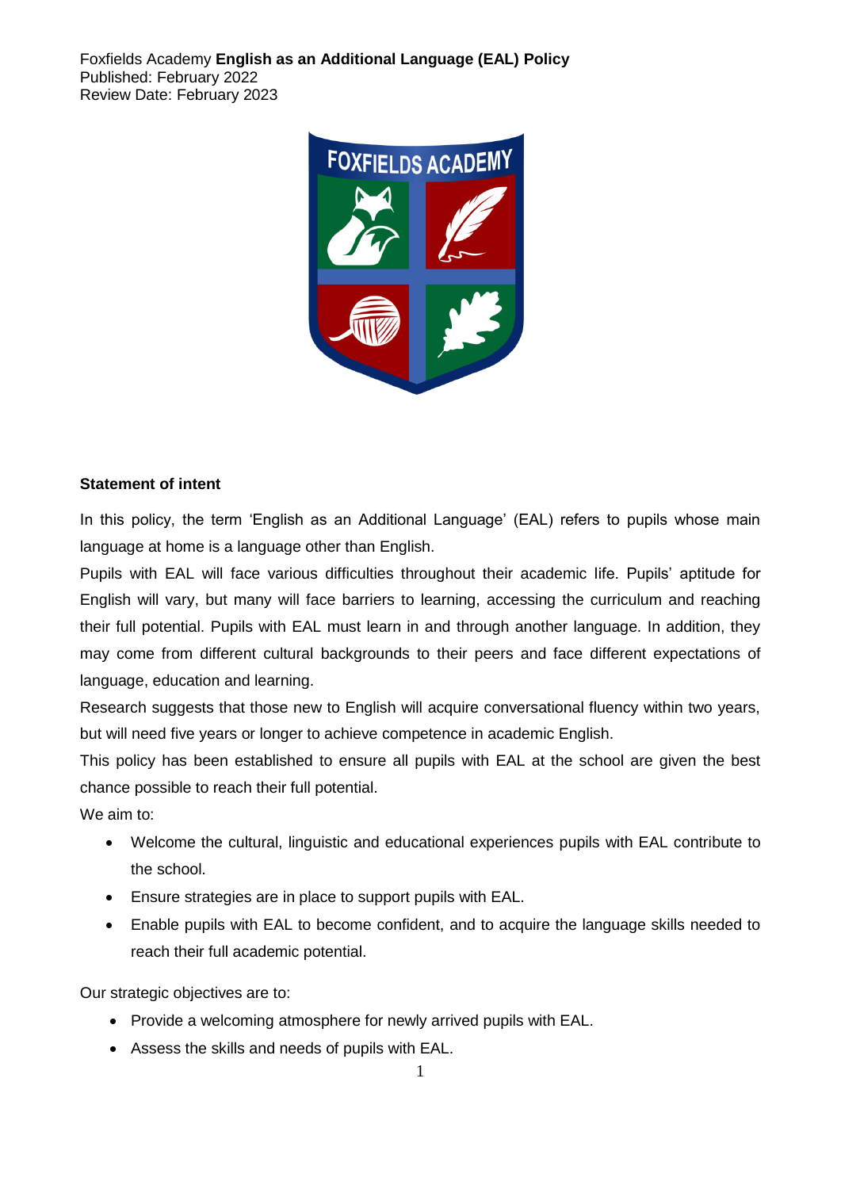Foxfields Academy **English as an Additional Language (EAL) Policy**
Published: February 2022
Review Date: February 2023

**Statement of intent**

In this policy, the term 'English as an Additional Language' (EAL) refers to pupils whose main language at home is a language other than English.

Pupils with EAL will face various difficulties throughout their academic life. Pupils' aptitude for English will vary, but many will face barriers to learning, accessing the curriculum and reaching their full potential. Pupils with EAL must learn in and through another language. In addition, they may come from different cultural backgrounds to their peers and face different expectations of language, education and learning.

Research suggests that those new to English will acquire conversational fluency within two years, but will need five years or longer to achieve competence in academic English.

This policy has been established to ensure all pupils with EAL at the school are given the best chance possible to reach their full potential.

We aim to:

- Welcome the cultural, linguistic and educational experiences pupils with EAL contribute to the school.
- Ensure strategies are in place to support pupils with EAL.
- Enable pupils with EAL to become confident, and to acquire the language skills needed to reach their full academic potential.

Our strategic objectives are to:

- Provide a welcoming atmosphere for newly arrived pupils with EAL.
- Assess the skills and needs of pupils with EAL.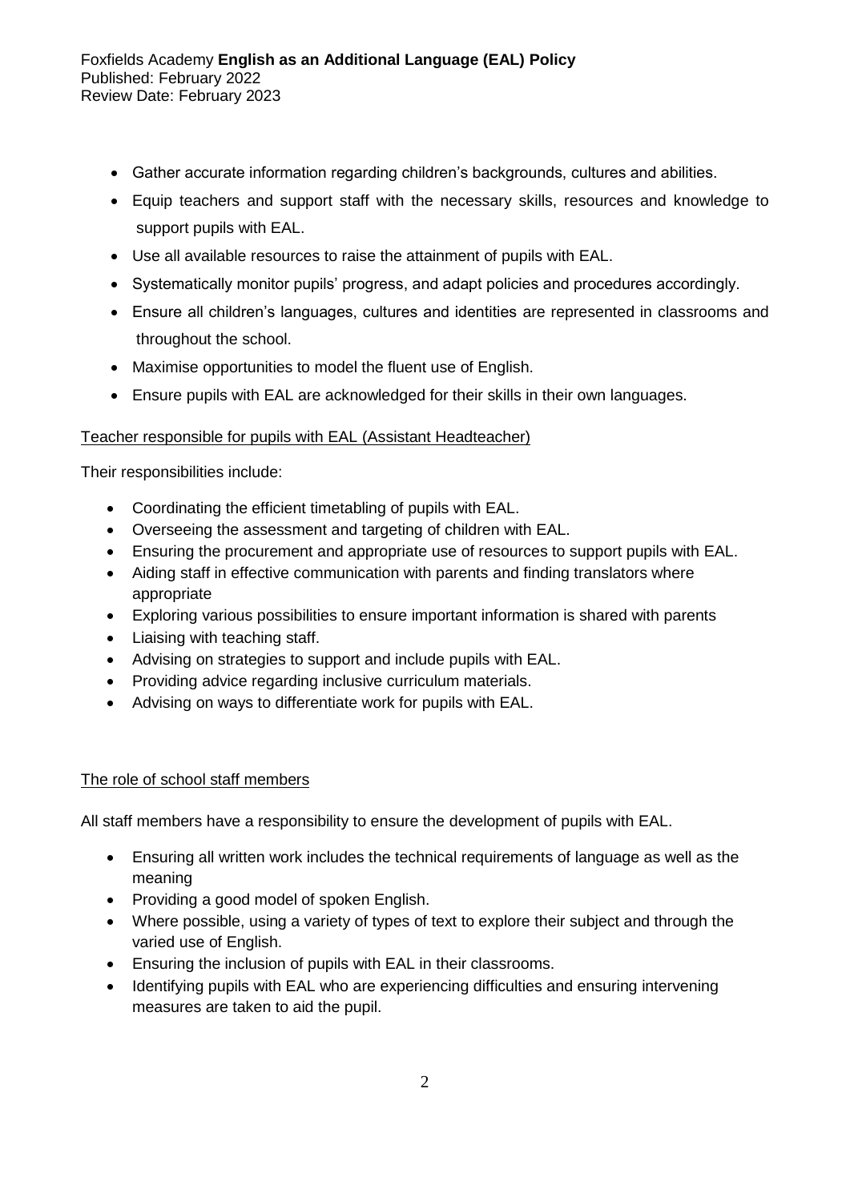- Gather accurate information regarding children's backgrounds, cultures and abilities.
- Equip teachers and support staff with the necessary skills, resources and knowledge to support pupils with EAL.
- Use all available resources to raise the attainment of pupils with EAL.
- Systematically monitor pupils' progress, and adapt policies and procedures accordingly.
- Ensure all children's languages, cultures and identities are represented in classrooms and throughout the school.
- Maximise opportunities to model the fluent use of English.
- Ensure pupils with EAL are acknowledged for their skills in their own languages.

<u>Teacher responsible for pupils with EAL (Assistant Headteacher)</u>

Their responsibilities include:

- Coordinating the efficient timetabling of pupils with EAL.
- Overseeing the assessment and targeting of children with EAL.
- Ensuring the procurement and appropriate use of resources to support pupils with EAL.
- Aiding staff in effective communication with parents and finding translators where appropriate
- Exploring various possibilities to ensure important information is shared with parents
- Liaising with teaching staff.
- Advising on strategies to support and include pupils with EAL.
- Providing advice regarding inclusive curriculum materials.
- Advising on ways to differentiate work for pupils with EAL.

<u>The role of school staff members</u>

All staff members have a responsibility to ensure the development of pupils with EAL.

- Ensuring all written work includes the technical requirements of language as well as the meaning
- Providing a good model of spoken English.
- Where possible, using a variety of types of text to explore their subject and through the varied use of English.
- Ensuring the inclusion of pupils with EAL in their classrooms.
- Identifying pupils with EAL who are experiencing difficulties and ensuring intervening measures are taken to aid the pupil.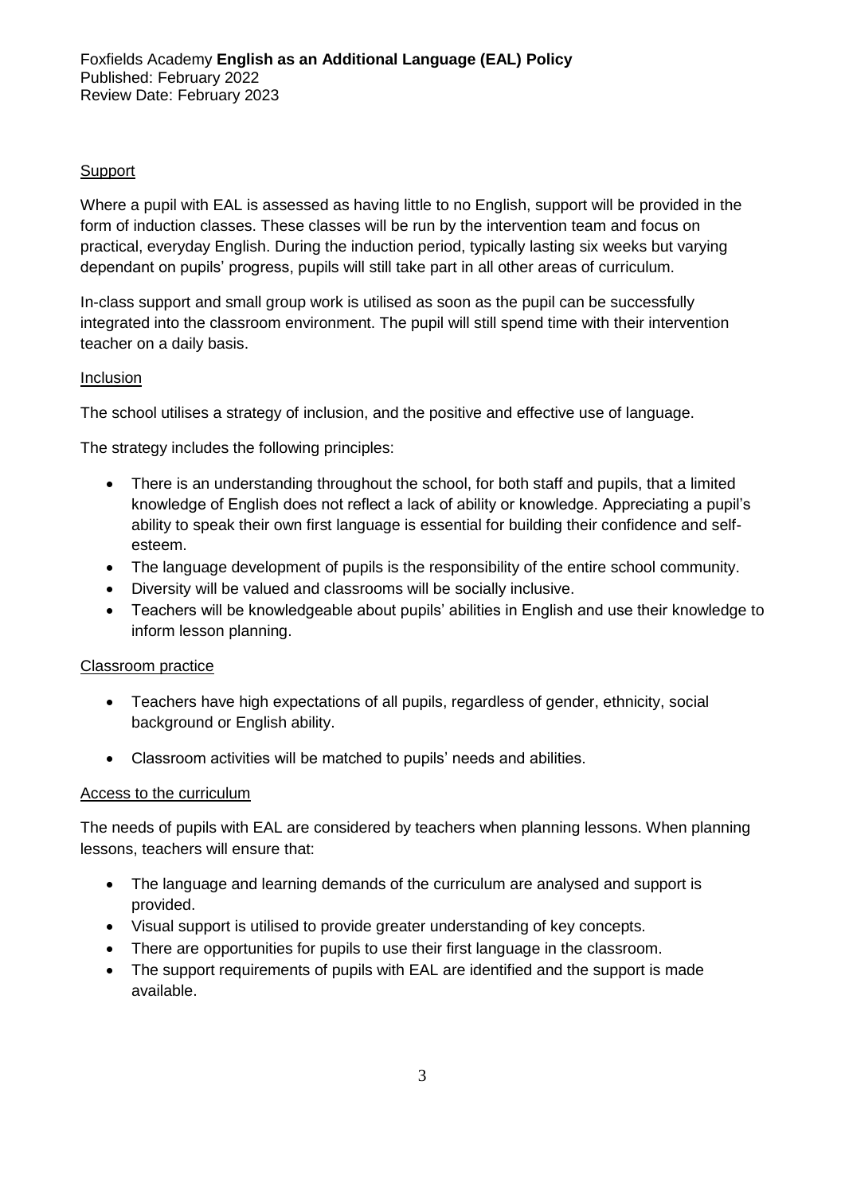### Support

Where a pupil with EAL is assessed as having little to no English, support will be provided in the form of induction classes. These classes will be run by the intervention team and focus on practical, everyday English. During the induction period, typically lasting six weeks but varying dependant on pupils' progress, pupils will still take part in all other areas of curriculum.

In-class support and small group work is utilised as soon as the pupil can be successfully integrated into the classroom environment. The pupil will still spend time with their intervention teacher on a daily basis.

### Inclusion

The school utilises a strategy of inclusion, and the positive and effective use of language.

The strategy includes the following principles:

- There is an understanding throughout the school, for both staff and pupils, that a limited knowledge of English does not reflect a lack of ability or knowledge. Appreciating a pupil's ability to speak their own first language is essential for building their confidence and self-esteem.
- The language development of pupils is the responsibility of the entire school community.
- Diversity will be valued and classrooms will be socially inclusive.
- Teachers will be knowledgeable about pupils' abilities in English and use their knowledge to inform lesson planning.

### Classroom practice

- Teachers have high expectations of all pupils, regardless of gender, ethnicity, social background or English ability.
- Classroom activities will be matched to pupils' needs and abilities.

### Access to the curriculum

The needs of pupils with EAL are considered by teachers when planning lessons. When planning lessons, teachers will ensure that:

- The language and learning demands of the curriculum are analysed and support is provided.
- Visual support is utilised to provide greater understanding of key concepts.
- There are opportunities for pupils to use their first language in the classroom.
- The support requirements of pupils with EAL are identified and the support is made available.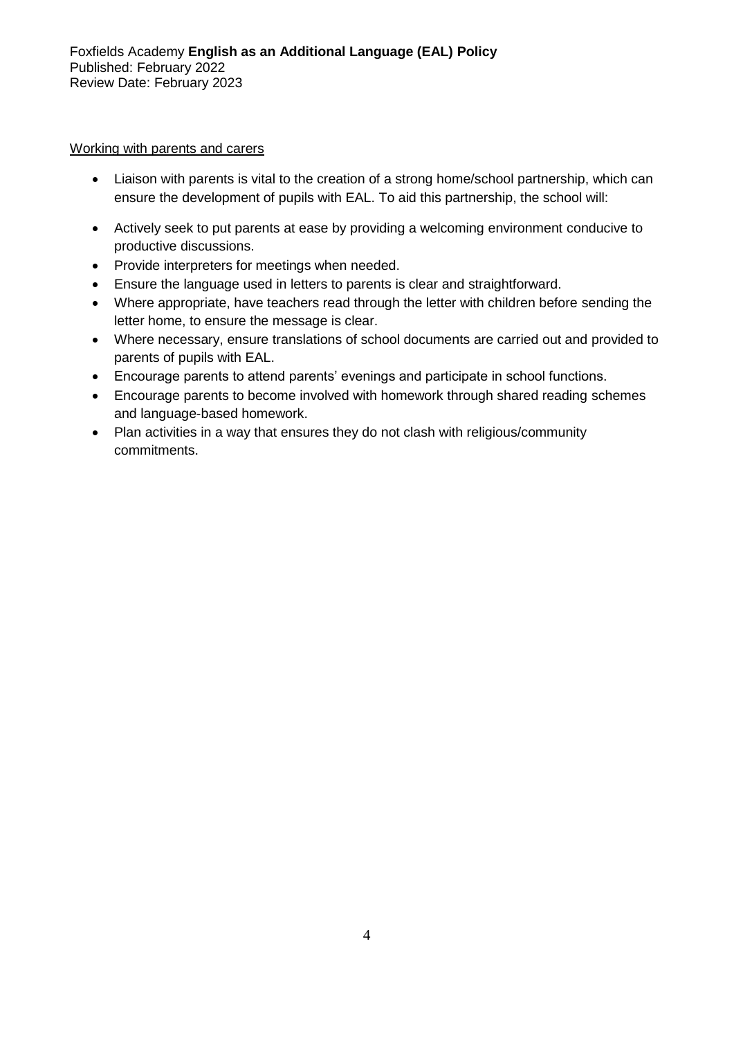Working with parents and carers

- Liaison with parents is vital to the creation of a strong home/school partnership, which can ensure the development of pupils with EAL. To aid this partnership, the school will:
- Actively seek to put parents at ease by providing a welcoming environment conducive to productive discussions.
- Provide interpreters for meetings when needed.
- Ensure the language used in letters to parents is clear and straightforward.
- Where appropriate, have teachers read through the letter with children before sending the letter home, to ensure the message is clear.
- Where necessary, ensure translations of school documents are carried out and provided to parents of pupils with EAL.
- Encourage parents to attend parents' evenings and participate in school functions.
- Encourage parents to become involved with homework through shared reading schemes and language-based homework.
- Plan activities in a way that ensures they do not clash with religious/community commitments.